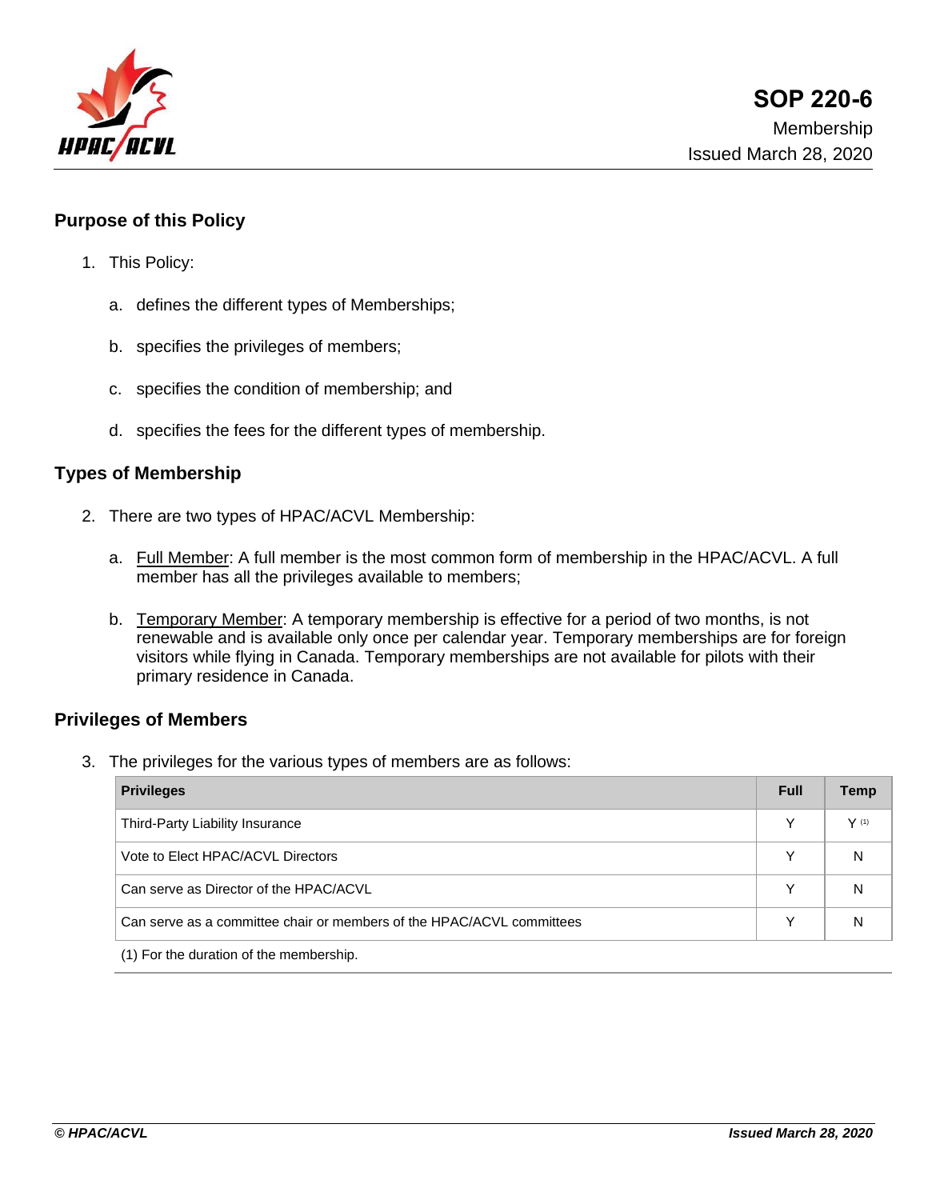# SOP 220-6

Membership

Issued March 28, 2020

## Purpose of this Policy

1. This Policy:

   a. defines the different types of Memberships;

   b. specifies the privileges of members;

   c. specifies the condition of membership; and

   d. specifies the fees for the different types of membership.

## Types of Membership

2. There are two types of HPAC/ACVL Membership:

   a. Full Member: A full member is the most common form of membership in the HPAC/ACVL. A full member has all the privileges available to members;

   b. Temporary Member: A temporary membership is effective for a period of two months, is not renewable and is available only once per calendar year. Temporary memberships are for foreign visitors while flying in Canada. Temporary memberships are not available for pilots with their primary residence in Canada.

## Privileges of Members

3. The privileges for the various types of members are as follows:

| Privileges | Full | Temp |
|---|---|---|
| Third-Party Liability Insurance | Y | Y [1] |
| Vote to Elect HPAC/ACVL Directors | Y | N |
| Can serve as Director of the HPAC/ACVL | Y | N |
| Can serve as a committee chair or members of the HPAC/ACVL committees | Y | N |

(1) For the duration of the membership.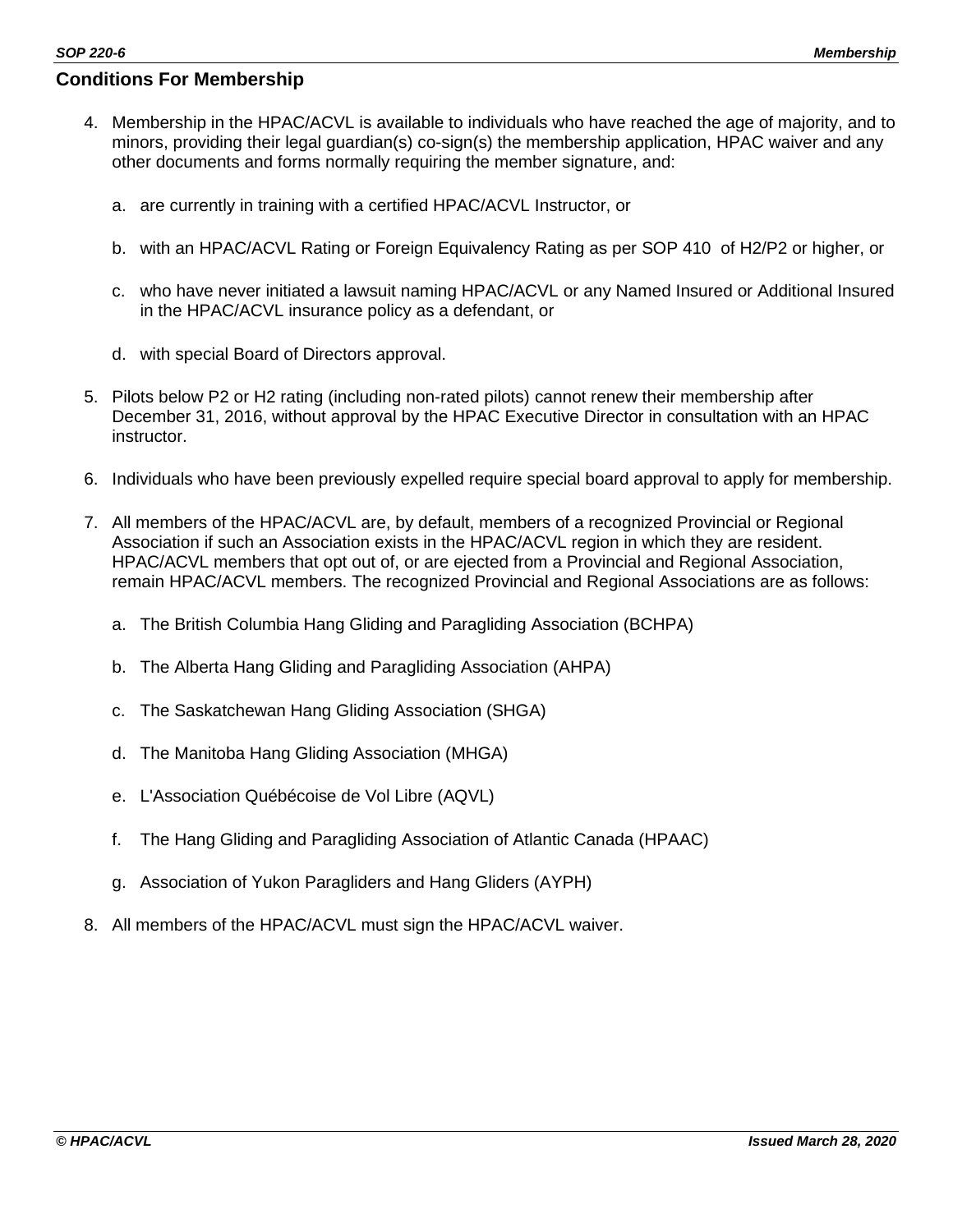## Conditions For Membership

4. Membership in the HPAC/ACVL is available to individuals who have reached the age of majority, and to minors, providing their legal guardian(s) co-sign(s) the membership application, HPAC waiver and any other documents and forms normally requiring the member signature, and:

    a. are currently in training with a certified HPAC/ACVL Instructor, or

    b. with an HPAC/ACVL Rating or Foreign Equivalency Rating as per SOP 410 of H2/P2 or higher, or

    c. who have never initiated a lawsuit naming HPAC/ACVL or any Named Insured or Additional Insured in the HPAC/ACVL insurance policy as a defendant, or

    d. with special Board of Directors approval.

5. Pilots below P2 or H2 rating (including non-rated pilots) cannot renew their membership after December 31, 2016, without approval by the HPAC Executive Director in consultation with an HPAC instructor.

6. Individuals who have been previously expelled require special board approval to apply for membership.

7. All members of the HPAC/ACVL are, by default, members of a recognized Provincial or Regional Association if such an Association exists in the HPAC/ACVL region in which they are resident. HPAC/ACVL members that opt out of, or are ejected from a Provincial and Regional Association, remain HPAC/ACVL members. The recognized Provincial and Regional Associations are as follows:

    a. The British Columbia Hang Gliding and Paragliding Association (BCHPA)

    b. The Alberta Hang Gliding and Paragliding Association (AHPA)

    c. The Saskatchewan Hang Gliding Association (SHGA)

    d. The Manitoba Hang Gliding Association (MHGA)

    e. L'Association Québécoise de Vol Libre (AQVL)

    f. The Hang Gliding and Paragliding Association of Atlantic Canada (HPAAC)

    g. Association of Yukon Paragliders and Hang Gliders (AYPH)

8. All members of the HPAC/ACVL must sign the HPAC/ACVL waiver.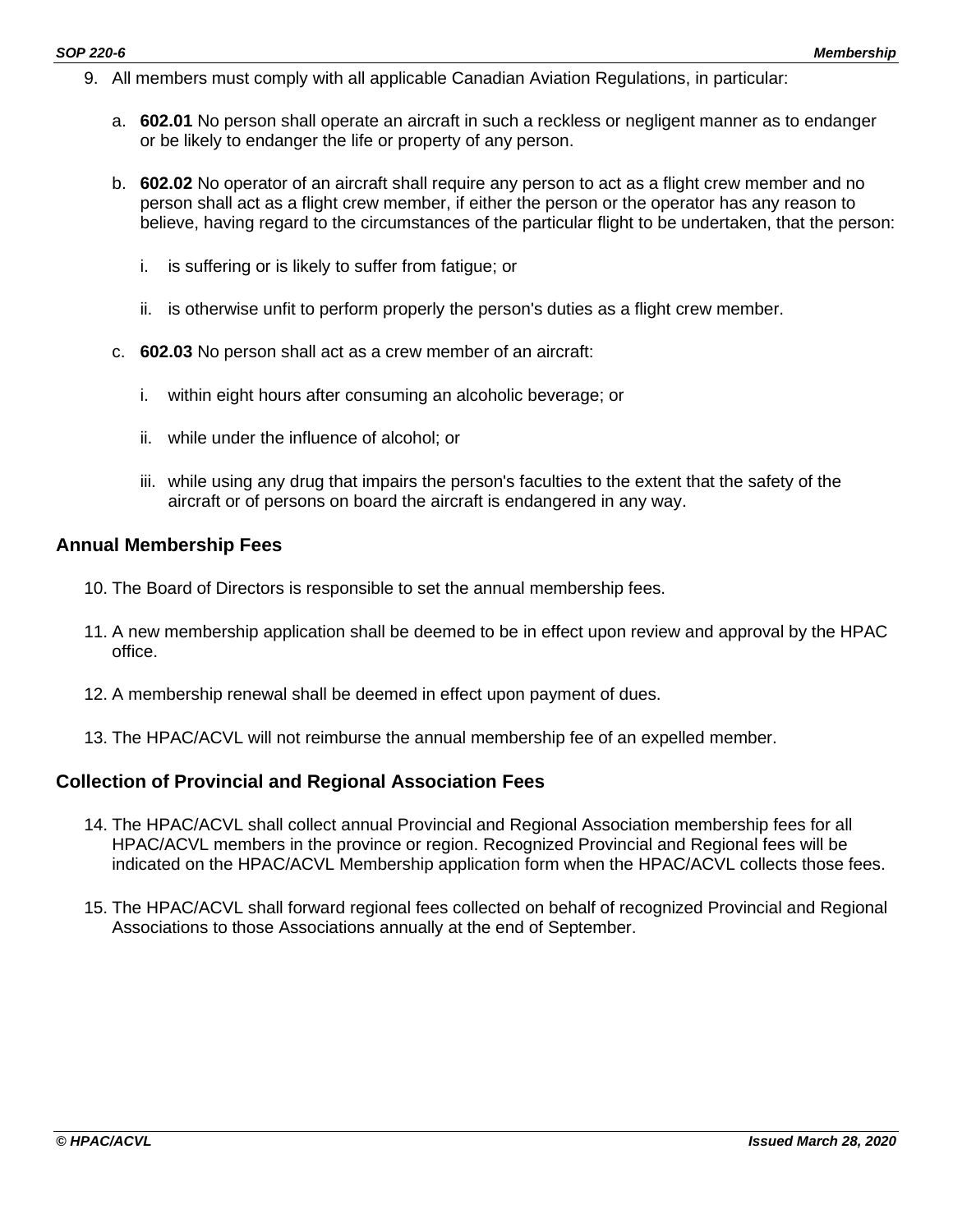9. All members must comply with all applicable Canadian Aviation Regulations, in particular:

    a. **602.01** No person shall operate an aircraft in such a reckless or negligent manner as to endanger or be likely to endanger the life or property of any person.

    b. **602.02** No operator of an aircraft shall require any person to act as a flight crew member and no person shall act as a flight crew member, if either the person or the operator has any reason to believe, having regard to the circumstances of the particular flight to be undertaken, that the person:

        i. is suffering or is likely to suffer from fatigue; or

        ii. is otherwise unfit to perform properly the person's duties as a flight crew member.

    c. **602.03** No person shall act as a crew member of an aircraft:

        i. within eight hours after consuming an alcoholic beverage; or

        ii. while under the influence of alcohol; or

        iii. while using any drug that impairs the person's faculties to the extent that the safety of the aircraft or of persons on board the aircraft is endangered in any way.

### Annual Membership Fees

10. The Board of Directors is responsible to set the annual membership fees.

11. A new membership application shall be deemed to be in effect upon review and approval by the HPAC office.

12. A membership renewal shall be deemed in effect upon payment of dues.

13. The HPAC/ACVL will not reimburse the annual membership fee of an expelled member.

### Collection of Provincial and Regional Association Fees

14. The HPAC/ACVL shall collect annual Provincial and Regional Association membership fees for all HPAC/ACVL members in the province or region. Recognized Provincial and Regional fees will be indicated on the HPAC/ACVL Membership application form when the HPAC/ACVL collects those fees.

15. The HPAC/ACVL shall forward regional fees collected on behalf of recognized Provincial and Regional Associations to those Associations annually at the end of September.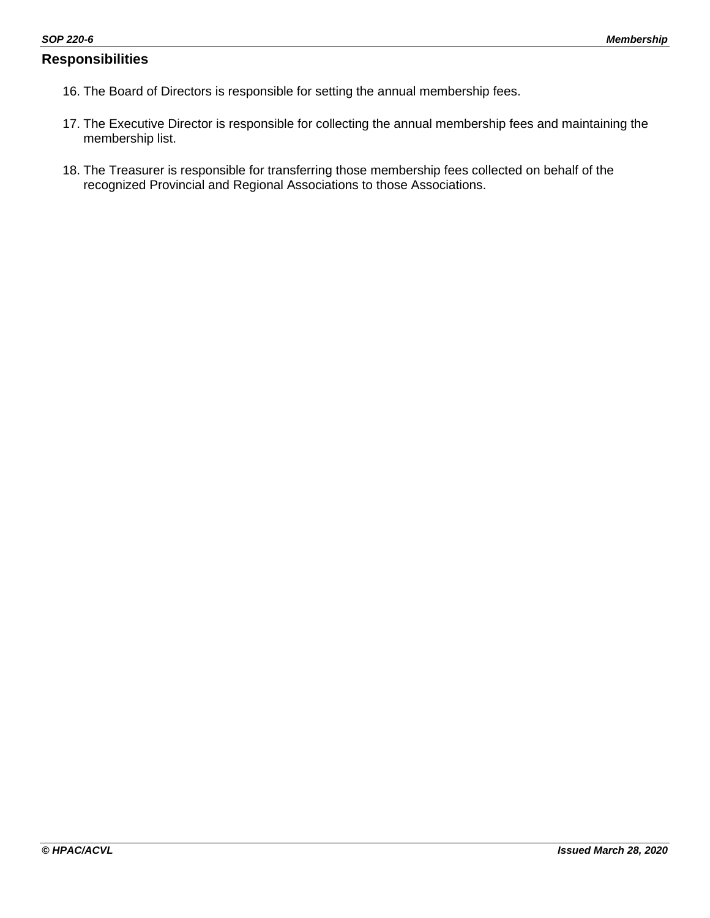## Responsibilities

16. The Board of Directors is responsible for setting the annual membership fees.

17. The Executive Director is responsible for collecting the annual membership fees and maintaining the membership list.

18. The Treasurer is responsible for transferring those membership fees collected on behalf of the recognized Provincial and Regional Associations to those Associations.